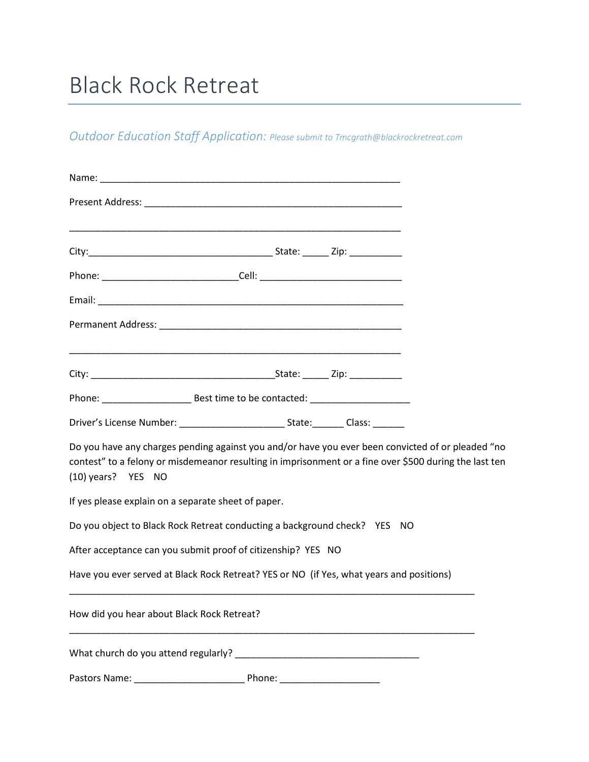# Black Rock Retreat

## *Outdoor Education Staff Application: Please submit to Tmcgrath@blackrockretreat.com*

Name: ___________________________________________________________

Present Address: ___________________________________________________

___________________________________________________________________

City:____________________________________ State: _____ Zip: __________

Phone: __________________________Cell: ____________________________

Email: _____________________________________________________________

Permanent Address: _________________________________________________

___________________________________________________________________

City: ____________________________________State: _____ Zip: __________

Phone: _________________ Best time to be contacted: ___________________

Driver's License Number: ____________________ State:______ Class: ______

Do you have any charges pending against you and/or have you ever been convicted of or pleaded "no contest" to a felony or misdemeanor resulting in imprisonment or a fine over $500 during the last ten (10) years? YES NO

If yes please explain on a separate sheet of paper.

Do you object to Black Rock Retreat conducting a background check? YES NO

After acceptance can you submit proof of citizenship? YES NO

Have you ever served at Black Rock Retreat? YES or NO (if Yes, what years and positions)

_______________________________________________________________________________

How did you hear about Black Rock Retreat?

_______________________________________________________________________________

What church do you attend regularly? ___________________________________

Pastors Name: ______________________ Phone: ____________________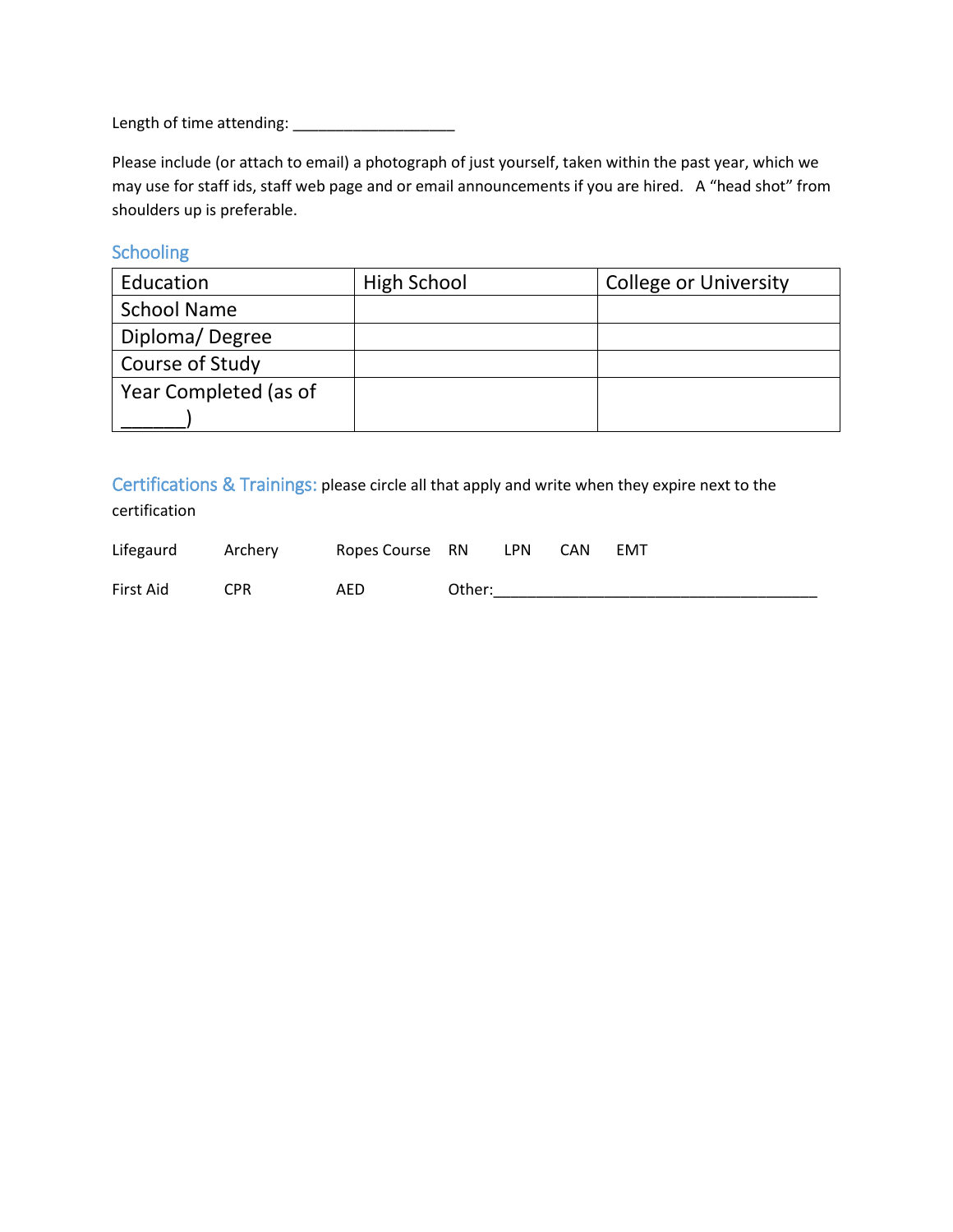Length of time attending: ___________________

Please include (or attach to email) a photograph of just yourself, taken within the past year, which we may use for staff ids, staff web page and or email announcements if you are hired. A "head shot" from shoulders up is preferable.

## Schooling

| Education | High School | College or University |
|---|---|---|
| School Name | | |
| Diploma/ Degree | | |
| Course of Study | | |
| Year Completed (as of ______) | | |

## Certifications & Trainings:

please circle all that apply and write when they expire next to the certification

Lifegaurd Archery Ropes Course RN LPN CAN EMT

First Aid CPR AED Other:______________________________________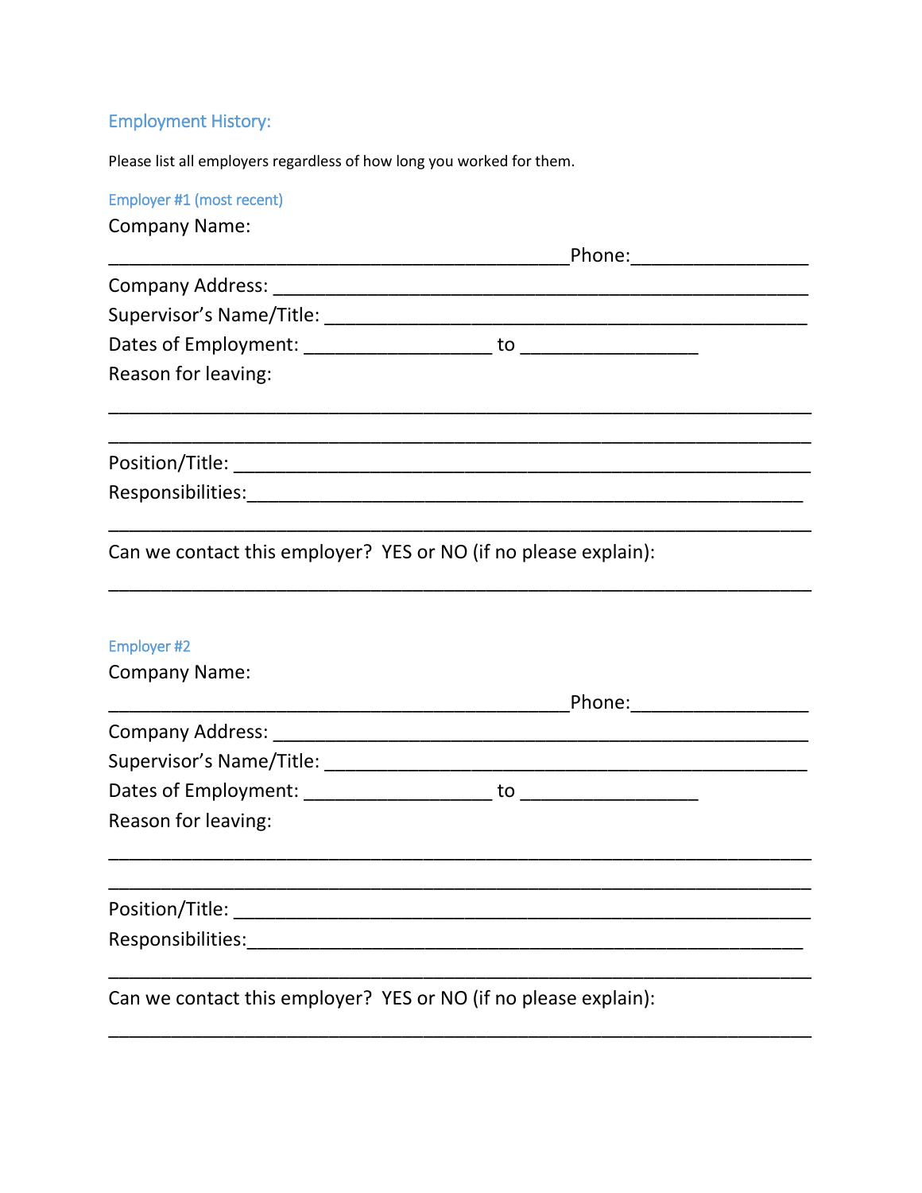## Employment History:

Please list all employers regardless of how long you worked for them.

### Employer #1 (most recent)

Company Name:

_______________________________________________Phone:_________________

Company Address: _______________________________________________________

Supervisor's Name/Title: ___________________________________________________

Dates of Employment: __________________ to _________________

Reason for leaving:

_________________________________________________________________________

_________________________________________________________________________

Position/Title: ___________________________________________________________

Responsibilities:_________________________________________________________

_________________________________________________________________________

Can we contact this employer? YES or NO (if no please explain):

_________________________________________________________________________

### Employer #2

Company Name:

_______________________________________________Phone:_________________

Company Address: _______________________________________________________

Supervisor's Name/Title: ___________________________________________________

Dates of Employment: __________________ to _________________

Reason for leaving:

_________________________________________________________________________

_________________________________________________________________________

Position/Title: ___________________________________________________________

Responsibilities:_________________________________________________________

_________________________________________________________________________

Can we contact this employer? YES or NO (if no please explain):

_________________________________________________________________________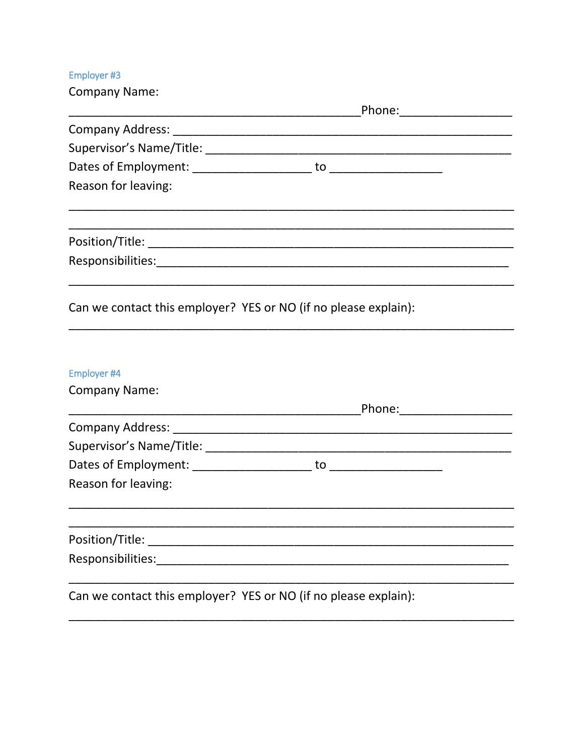#### Employer #3

Company Name:

\_\_\_\_\_\_\_\_\_\_\_\_\_\_\_\_\_\_\_\_\_\_\_\_\_\_\_\_\_\_\_\_\_\_\_\_\_\_\_\_\_\_\_\_\_\_Phone:\_\_\_\_\_\_\_\_\_\_\_\_\_\_\_\_\_\_

Company Address: \_\_\_\_\_\_\_\_\_\_\_\_\_\_\_\_\_\_\_\_\_\_\_\_\_\_\_\_\_\_\_\_\_\_\_\_\_\_\_\_\_\_\_\_\_\_\_\_\_\_\_\_\_\_

Supervisor's Name/Title: \_\_\_\_\_\_\_\_\_\_\_\_\_\_\_\_\_\_\_\_\_\_\_\_\_\_\_\_\_\_\_\_\_\_\_\_\_\_\_\_\_\_\_\_\_\_\_\_\_

Dates of Employment: \_\_\_\_\_\_\_\_\_\_\_\_\_\_\_\_\_\_\_ to \_\_\_\_\_\_\_\_\_\_\_\_\_\_\_\_\_\_

Reason for leaving:

\_\_\_\_\_\_\_\_\_\_\_\_\_\_\_\_\_\_\_\_\_\_\_\_\_\_\_\_\_\_\_\_\_\_\_\_\_\_\_\_\_\_\_\_\_\_\_\_\_\_\_\_\_\_\_\_\_\_\_\_\_\_\_\_\_\_\_\_\_

\_\_\_\_\_\_\_\_\_\_\_\_\_\_\_\_\_\_\_\_\_\_\_\_\_\_\_\_\_\_\_\_\_\_\_\_\_\_\_\_\_\_\_\_\_\_\_\_\_\_\_\_\_\_\_\_\_\_\_\_\_\_\_\_\_\_\_\_\_

Position/Title: \_\_\_\_\_\_\_\_\_\_\_\_\_\_\_\_\_\_\_\_\_\_\_\_\_\_\_\_\_\_\_\_\_\_\_\_\_\_\_\_\_\_\_\_\_\_\_\_\_\_\_\_\_\_\_\_\_

Responsibilities:\_\_\_\_\_\_\_\_\_\_\_\_\_\_\_\_\_\_\_\_\_\_\_\_\_\_\_\_\_\_\_\_\_\_\_\_\_\_\_\_\_\_\_\_\_\_\_\_\_\_\_\_\_\_\_\_

\_\_\_\_\_\_\_\_\_\_\_\_\_\_\_\_\_\_\_\_\_\_\_\_\_\_\_\_\_\_\_\_\_\_\_\_\_\_\_\_\_\_\_\_\_\_\_\_\_\_\_\_\_\_\_\_\_\_\_\_\_\_\_\_\_\_\_\_\_

Can we contact this employer? YES or NO (if no please explain):

\_\_\_\_\_\_\_\_\_\_\_\_\_\_\_\_\_\_\_\_\_\_\_\_\_\_\_\_\_\_\_\_\_\_\_\_\_\_\_\_\_\_\_\_\_\_\_\_\_\_\_\_\_\_\_\_\_\_\_\_\_\_\_\_\_\_\_\_\_

#### Employer #4

Company Name:

\_\_\_\_\_\_\_\_\_\_\_\_\_\_\_\_\_\_\_\_\_\_\_\_\_\_\_\_\_\_\_\_\_\_\_\_\_\_\_\_\_\_\_\_\_\_Phone:\_\_\_\_\_\_\_\_\_\_\_\_\_\_\_\_\_\_

Company Address: \_\_\_\_\_\_\_\_\_\_\_\_\_\_\_\_\_\_\_\_\_\_\_\_\_\_\_\_\_\_\_\_\_\_\_\_\_\_\_\_\_\_\_\_\_\_\_\_\_\_\_\_\_\_

Supervisor's Name/Title: \_\_\_\_\_\_\_\_\_\_\_\_\_\_\_\_\_\_\_\_\_\_\_\_\_\_\_\_\_\_\_\_\_\_\_\_\_\_\_\_\_\_\_\_\_\_\_\_\_

Dates of Employment: \_\_\_\_\_\_\_\_\_\_\_\_\_\_\_\_\_\_\_ to \_\_\_\_\_\_\_\_\_\_\_\_\_\_\_\_\_\_

Reason for leaving:

\_\_\_\_\_\_\_\_\_\_\_\_\_\_\_\_\_\_\_\_\_\_\_\_\_\_\_\_\_\_\_\_\_\_\_\_\_\_\_\_\_\_\_\_\_\_\_\_\_\_\_\_\_\_\_\_\_\_\_\_\_\_\_\_\_\_\_\_\_

\_\_\_\_\_\_\_\_\_\_\_\_\_\_\_\_\_\_\_\_\_\_\_\_\_\_\_\_\_\_\_\_\_\_\_\_\_\_\_\_\_\_\_\_\_\_\_\_\_\_\_\_\_\_\_\_\_\_\_\_\_\_\_\_\_\_\_\_\_

Position/Title: \_\_\_\_\_\_\_\_\_\_\_\_\_\_\_\_\_\_\_\_\_\_\_\_\_\_\_\_\_\_\_\_\_\_\_\_\_\_\_\_\_\_\_\_\_\_\_\_\_\_\_\_\_\_\_\_\_

Responsibilities:\_\_\_\_\_\_\_\_\_\_\_\_\_\_\_\_\_\_\_\_\_\_\_\_\_\_\_\_\_\_\_\_\_\_\_\_\_\_\_\_\_\_\_\_\_\_\_\_\_\_\_\_\_\_\_\_

\_\_\_\_\_\_\_\_\_\_\_\_\_\_\_\_\_\_\_\_\_\_\_\_\_\_\_\_\_\_\_\_\_\_\_\_\_\_\_\_\_\_\_\_\_\_\_\_\_\_\_\_\_\_\_\_\_\_\_\_\_\_\_\_\_\_\_\_\_

Can we contact this employer? YES or NO (if no please explain):

\_\_\_\_\_\_\_\_\_\_\_\_\_\_\_\_\_\_\_\_\_\_\_\_\_\_\_\_\_\_\_\_\_\_\_\_\_\_\_\_\_\_\_\_\_\_\_\_\_\_\_\_\_\_\_\_\_\_\_\_\_\_\_\_\_\_\_\_\_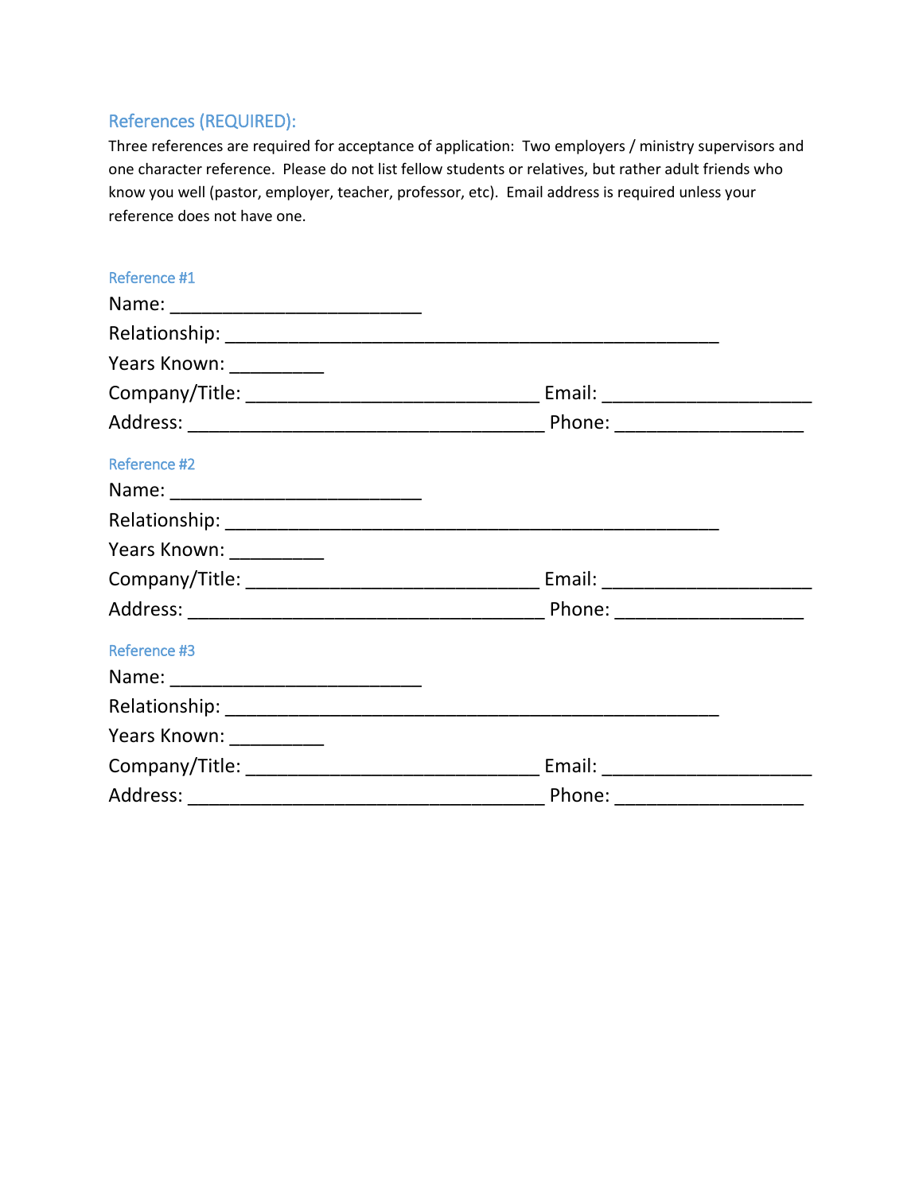## References (REQUIRED):

Three references are required for acceptance of application: Two employers / ministry supervisors and one character reference. Please do not list fellow students or relatives, but rather adult friends who know you well (pastor, employer, teacher, professor, etc). Email address is required unless your reference does not have one.

### Reference #1

Name: _________________________

Relationship: _________________________________________________

Years Known: _________

Company/Title: _____________________________ Email: _____________________

Address: ___________________________________ Phone: __________________

### Reference #2

Name: _________________________

Relationship: _________________________________________________

Years Known: _________

Company/Title: _____________________________ Email: _____________________

Address: ___________________________________ Phone: __________________

### Reference #3

Name: _________________________

Relationship: _________________________________________________

Years Known: _________

Company/Title: _____________________________ Email: _____________________

Address: ___________________________________ Phone: __________________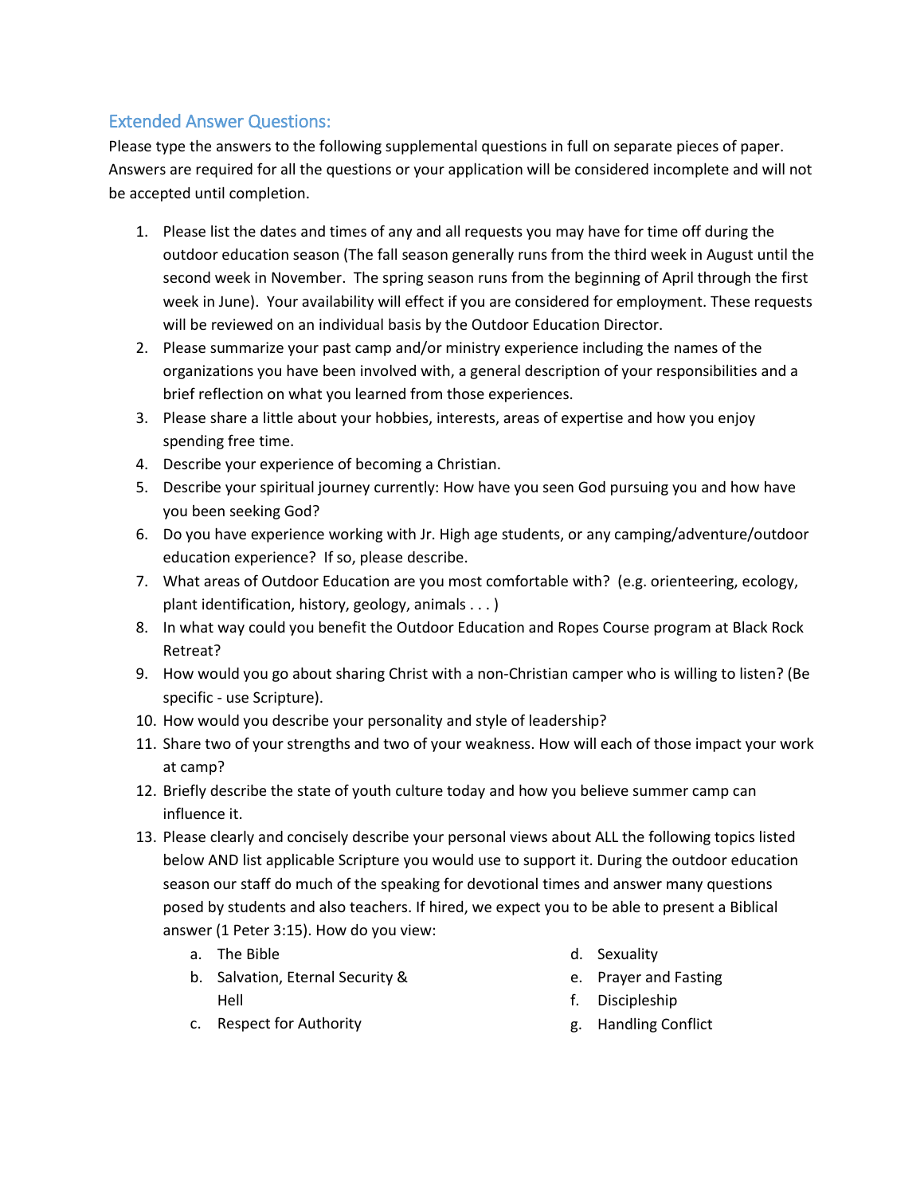## Extended Answer Questions:

Please type the answers to the following supplemental questions in full on separate pieces of paper. Answers are required for all the questions or your application will be considered incomplete and will not be accepted until completion.

1. Please list the dates and times of any and all requests you may have for time off during the outdoor education season (The fall season generally runs from the third week in August until the second week in November. The spring season runs from the beginning of April through the first week in June). Your availability will effect if you are considered for employment. These requests will be reviewed on an individual basis by the Outdoor Education Director.
2. Please summarize your past camp and/or ministry experience including the names of the organizations you have been involved with, a general description of your responsibilities and a brief reflection on what you learned from those experiences.
3. Please share a little about your hobbies, interests, areas of expertise and how you enjoy spending free time.
4. Describe your experience of becoming a Christian.
5. Describe your spiritual journey currently: How have you seen God pursuing you and how have you been seeking God?
6. Do you have experience working with Jr. High age students, or any camping/adventure/outdoor education experience? If so, please describe.
7. What areas of Outdoor Education are you most comfortable with? (e.g. orienteering, ecology, plant identification, history, geology, animals . . . )
8. In what way could you benefit the Outdoor Education and Ropes Course program at Black Rock Retreat?
9. How would you go about sharing Christ with a non-Christian camper who is willing to listen? (Be specific - use Scripture).
10. How would you describe your personality and style of leadership?
11. Share two of your strengths and two of your weakness. How will each of those impact your work at camp?
12. Briefly describe the state of youth culture today and how you believe summer camp can influence it.
13. Please clearly and concisely describe your personal views about ALL the following topics listed below AND list applicable Scripture you would use to support it. During the outdoor education season our staff do much of the speaking for devotional times and answer many questions posed by students and also teachers. If hired, we expect you to be able to present a Biblical answer (1 Peter 3:15). How do you view:
    a. The Bible
    b. Salvation, Eternal Security & Hell
    c. Respect for Authority
    d. Sexuality
    e. Prayer and Fasting
    f. Discipleship
    g. Handling Conflict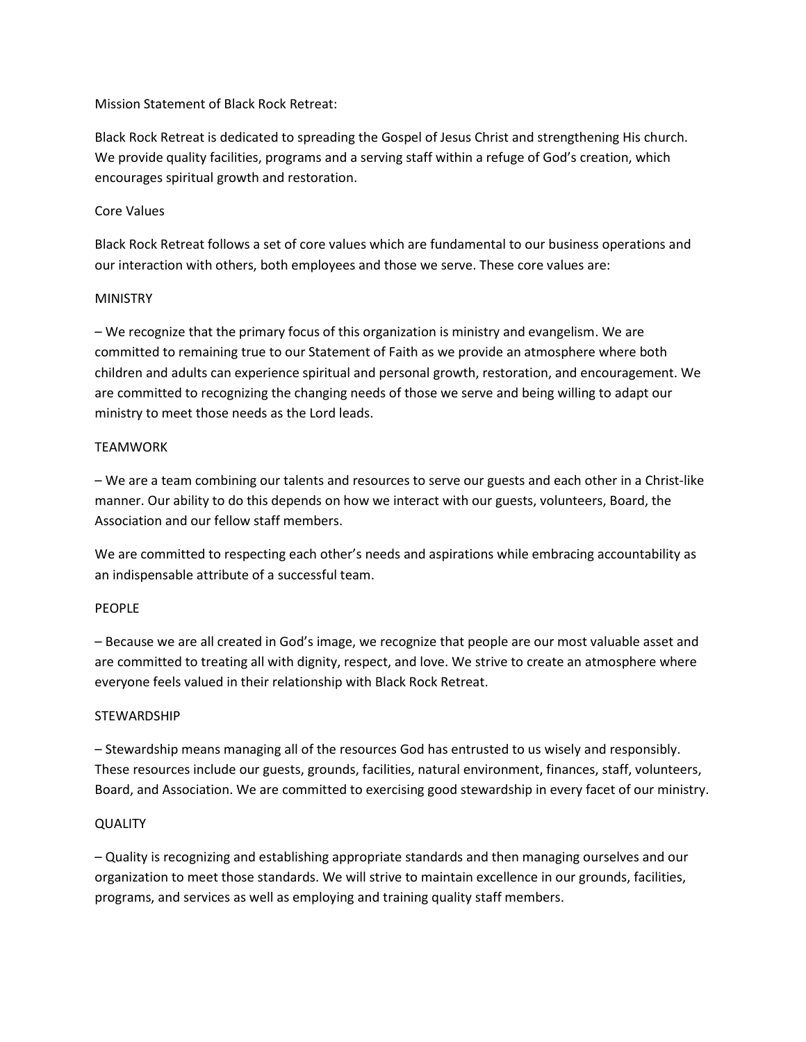Mission Statement of Black Rock Retreat:

Black Rock Retreat is dedicated to spreading the Gospel of Jesus Christ and strengthening His church. We provide quality facilities, programs and a serving staff within a refuge of God's creation, which encourages spiritual growth and restoration.

## Core Values

Black Rock Retreat follows a set of core values which are fundamental to our business operations and our interaction with others, both employees and those we serve. These core values are:

### MINISTRY

– We recognize that the primary focus of this organization is ministry and evangelism. We are committed to remaining true to our Statement of Faith as we provide an atmosphere where both children and adults can experience spiritual and personal growth, restoration, and encouragement. We are committed to recognizing the changing needs of those we serve and being willing to adapt our ministry to meet those needs as the Lord leads.

### TEAMWORK

– We are a team combining our talents and resources to serve our guests and each other in a Christ-like manner. Our ability to do this depends on how we interact with our guests, volunteers, Board, the Association and our fellow staff members.

We are committed to respecting each other's needs and aspirations while embracing accountability as an indispensable attribute of a successful team.

### PEOPLE

– Because we are all created in God's image, we recognize that people are our most valuable asset and are committed to treating all with dignity, respect, and love. We strive to create an atmosphere where everyone feels valued in their relationship with Black Rock Retreat.

### STEWARDSHIP

– Stewardship means managing all of the resources God has entrusted to us wisely and responsibly. These resources include our guests, grounds, facilities, natural environment, finances, staff, volunteers, Board, and Association. We are committed to exercising good stewardship in every facet of our ministry.

### QUALITY

– Quality is recognizing and establishing appropriate standards and then managing ourselves and our organization to meet those standards. We will strive to maintain excellence in our grounds, facilities, programs, and services as well as employing and training quality staff members.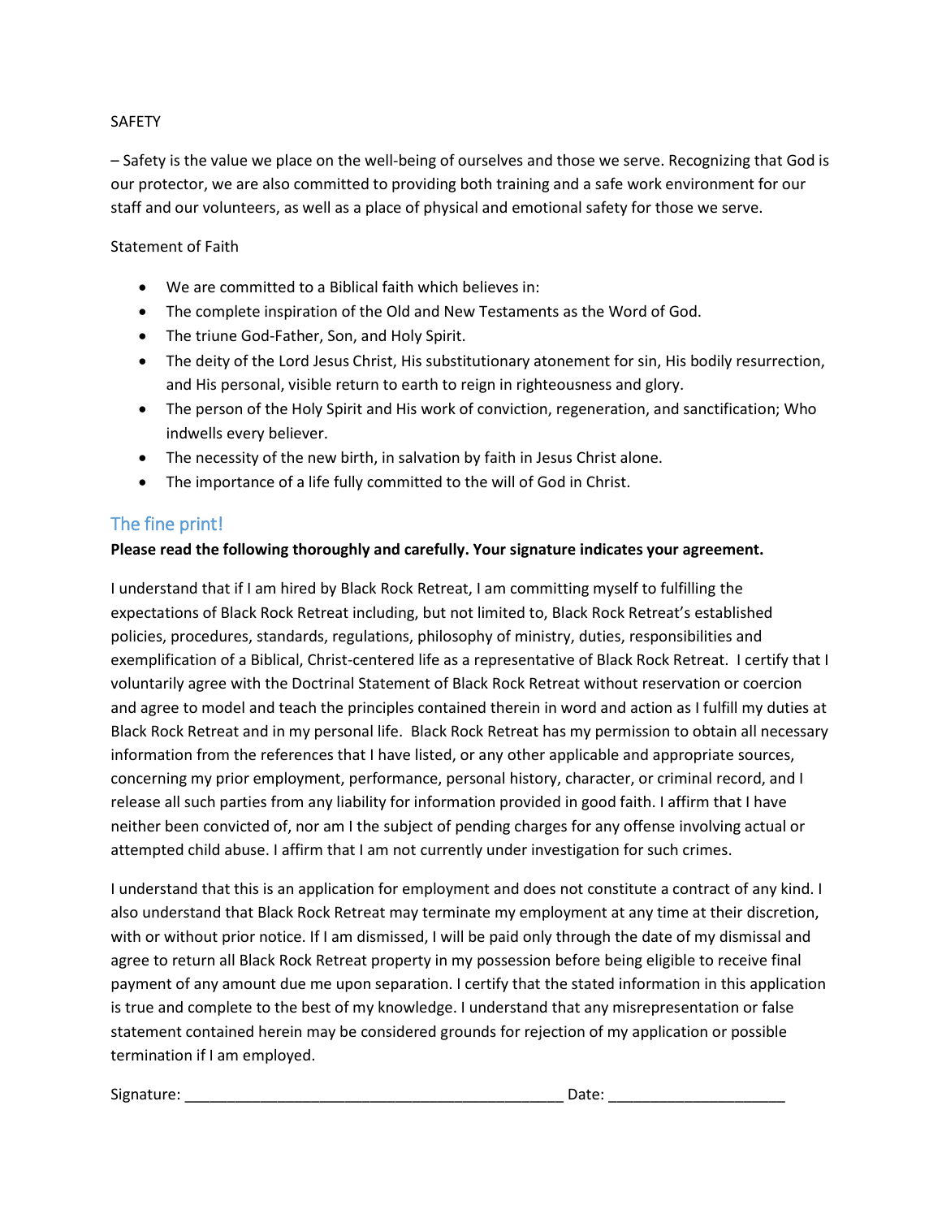SAFETY

– Safety is the value we place on the well-being of ourselves and those we serve. Recognizing that God is our protector, we are also committed to providing both training and a safe work environment for our staff and our volunteers, as well as a place of physical and emotional safety for those we serve.

Statement of Faith

- We are committed to a Biblical faith which believes in:
- The complete inspiration of the Old and New Testaments as the Word of God.
- The triune God-Father, Son, and Holy Spirit.
- The deity of the Lord Jesus Christ, His substitutionary atonement for sin, His bodily resurrection, and His personal, visible return to earth to reign in righteousness and glory.
- The person of the Holy Spirit and His work of conviction, regeneration, and sanctification; Who indwells every believer.
- The necessity of the new birth, in salvation by faith in Jesus Christ alone.
- The importance of a life fully committed to the will of God in Christ.

## The fine print!

**Please read the following thoroughly and carefully. Your signature indicates your agreement.**

I understand that if I am hired by Black Rock Retreat, I am committing myself to fulfilling the expectations of Black Rock Retreat including, but not limited to, Black Rock Retreat's established policies, procedures, standards, regulations, philosophy of ministry, duties, responsibilities and exemplification of a Biblical, Christ-centered life as a representative of Black Rock Retreat. I certify that I voluntarily agree with the Doctrinal Statement of Black Rock Retreat without reservation or coercion and agree to model and teach the principles contained therein in word and action as I fulfill my duties at Black Rock Retreat and in my personal life. Black Rock Retreat has my permission to obtain all necessary information from the references that I have listed, or any other applicable and appropriate sources, concerning my prior employment, performance, personal history, character, or criminal record, and I release all such parties from any liability for information provided in good faith. I affirm that I have neither been convicted of, nor am I the subject of pending charges for any offense involving actual or attempted child abuse. I affirm that I am not currently under investigation for such crimes.

I understand that this is an application for employment and does not constitute a contract of any kind. I also understand that Black Rock Retreat may terminate my employment at any time at their discretion, with or without prior notice. If I am dismissed, I will be paid only through the date of my dismissal and agree to return all Black Rock Retreat property in my possession before being eligible to receive final payment of any amount due me upon separation. I certify that the stated information in this application is true and complete to the best of my knowledge. I understand that any misrepresentation or false statement contained herein may be considered grounds for rejection of my application or possible termination if I am employed.

Signature: _____________________________________________ Date: _____________________